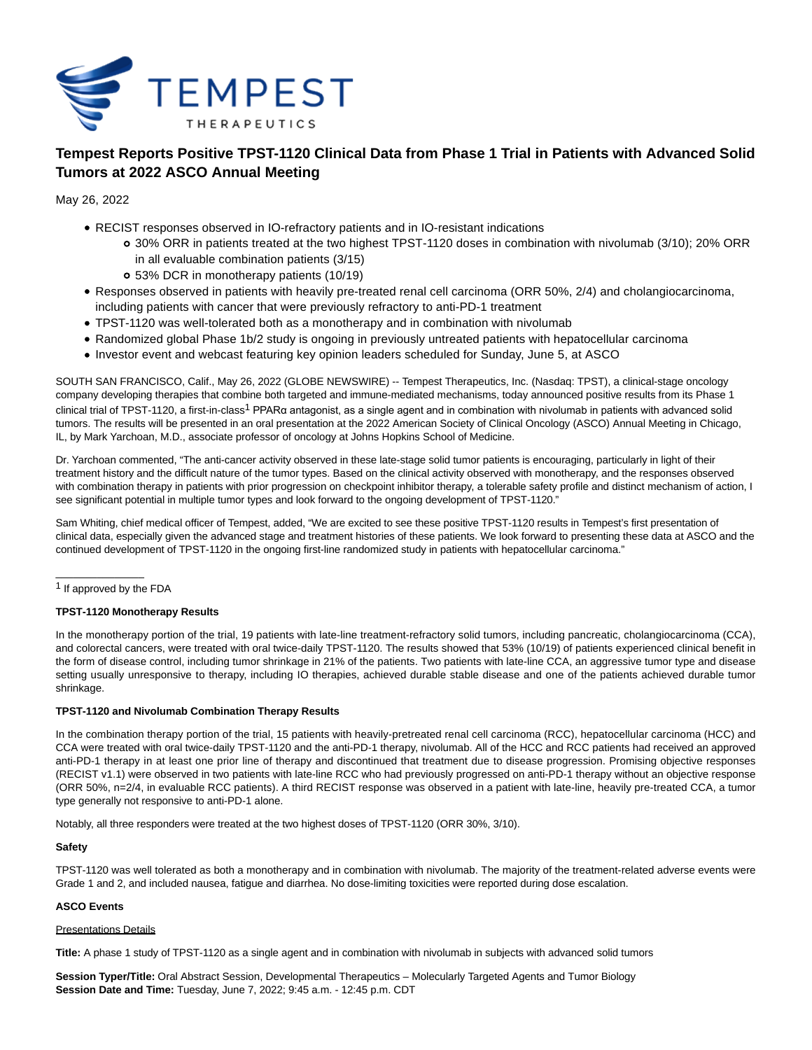# Tempest Reports Positive TPST-1120 Clinical Data from Phase 1 Trial in Patients with Advanced Solid Tumors at 2022 ASCO Annual Meeting

May 26, 2022

- RECIST responses observed in IO-refractory patients and in IO-resistant indications
  - 30% ORR in patients treated at the two highest TPST-1120 doses in combination with nivolumab (3/10); 20% ORR in all evaluable combination patients (3/15)
  - 53% DCR in monotherapy patients (10/19)
- Responses observed in patients with heavily pre-treated renal cell carcinoma (ORR 50%, 2/4) and cholangiocarcinoma, including patients with cancer that were previously refractory to anti-PD-1 treatment
- TPST-1120 was well-tolerated both as a monotherapy and in combination with nivolumab
- Randomized global Phase 1b/2 study is ongoing in previously untreated patients with hepatocellular carcinoma
- Investor event and webcast featuring key opinion leaders scheduled for Sunday, June 5, at ASCO

SOUTH SAN FRANCISCO, Calif., May 26, 2022 (GLOBE NEWSWIRE) -- Tempest Therapeutics, Inc. (Nasdaq: TPST), a clinical-stage oncology company developing therapies that combine both targeted and immune-mediated mechanisms, today announced positive results from its Phase 1 clinical trial of TPST-1120, a first-in-class[1] PPARα antagonist, as a single agent and in combination with nivolumab in patients with advanced solid tumors. The results will be presented in an oral presentation at the 2022 American Society of Clinical Oncology (ASCO) Annual Meeting in Chicago, IL, by Mark Yarchoan, M.D., associate professor of oncology at Johns Hopkins School of Medicine.

Dr. Yarchoan commented, "The anti-cancer activity observed in these late-stage solid tumor patients is encouraging, particularly in light of their treatment history and the difficult nature of the tumor types. Based on the clinical activity observed with monotherapy, and the responses observed with combination therapy in patients with prior progression on checkpoint inhibitor therapy, a tolerable safety profile and distinct mechanism of action, I see significant potential in multiple tumor types and look forward to the ongoing development of TPST-1120."

Sam Whiting, chief medical officer of Tempest, added, "We are excited to see these positive TPST-1120 results in Tempest's first presentation of clinical data, especially given the advanced stage and treatment histories of these patients. We look forward to presenting these data at ASCO and the continued development of TPST-1120 in the ongoing first-line randomized study in patients with hepatocellular carcinoma."

---

[1] If approved by the FDA

**TPST-1120 Monotherapy Results**

In the monotherapy portion of the trial, 19 patients with late-line treatment-refractory solid tumors, including pancreatic, cholangiocarcinoma (CCA), and colorectal cancers, were treated with oral twice-daily TPST-1120. The results showed that 53% (10/19) of patients experienced clinical benefit in the form of disease control, including tumor shrinkage in 21% of the patients. Two patients with late-line CCA, an aggressive tumor type and disease setting usually unresponsive to therapy, including IO therapies, achieved durable stable disease and one of the patients achieved durable tumor shrinkage.

**TPST-1120 and Nivolumab Combination Therapy Results**

In the combination therapy portion of the trial, 15 patients with heavily-pretreated renal cell carcinoma (RCC), hepatocellular carcinoma (HCC) and CCA were treated with oral twice-daily TPST-1120 and the anti-PD-1 therapy, nivolumab. All of the HCC and RCC patients had received an approved anti-PD-1 therapy in at least one prior line of therapy and discontinued that treatment due to disease progression. Promising objective responses (RECIST v1.1) were observed in two patients with late-line RCC who had previously progressed on anti-PD-1 therapy without an objective response (ORR 50%, n=2/4, in evaluable RCC patients). A third RECIST response was observed in a patient with late-line, heavily pre-treated CCA, a tumor type generally not responsive to anti-PD-1 alone.

Notably, all three responders were treated at the two highest doses of TPST-1120 (ORR 30%, 3/10).

**Safety**

TPST-1120 was well tolerated as both a monotherapy and in combination with nivolumab. The majority of the treatment-related adverse events were Grade 1 and 2, and included nausea, fatigue and diarrhea. No dose-limiting toxicities were reported during dose escalation.

**ASCO Events**

Presentations Details

**Title:** A phase 1 study of TPST-1120 as a single agent and in combination with nivolumab in subjects with advanced solid tumors

**Session Typer/Title:** Oral Abstract Session, Developmental Therapeutics – Molecularly Targeted Agents and Tumor Biology
**Session Date and Time:** Tuesday, June 7, 2022; 9:45 a.m. - 12:45 p.m. CDT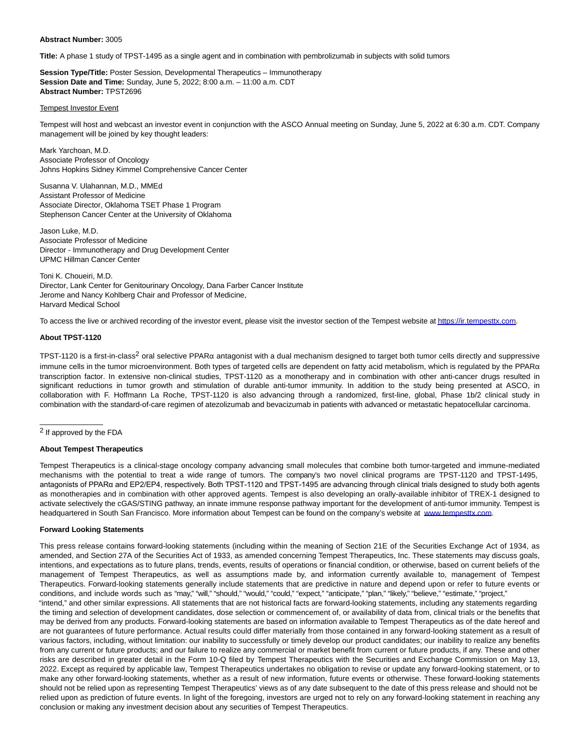**Abstract Number:** 3005

**Title:** A phase 1 study of TPST-1495 as a single agent and in combination with pembrolizumab in subjects with solid tumors

**Session Type/Title:** Poster Session, Developmental Therapeutics – Immunotherapy
**Session Date and Time:** Sunday, June 5, 2022; 8:00 a.m. – 11:00 a.m. CDT
**Abstract Number:** TPST2696

Tempest Investor Event

Tempest will host and webcast an investor event in conjunction with the ASCO Annual meeting on Sunday, June 5, 2022 at 6:30 a.m. CDT. Company management will be joined by key thought leaders:

Mark Yarchoan, M.D.
Associate Professor of Oncology
Johns Hopkins Sidney Kimmel Comprehensive Cancer Center

Susanna V. Ulahannan, M.D., MMEd
Assistant Professor of Medicine
Associate Director, Oklahoma TSET Phase 1 Program
Stephenson Cancer Center at the University of Oklahoma

Jason Luke, M.D.
Associate Professor of Medicine
Director - Immunotherapy and Drug Development Center
UPMC Hillman Cancer Center

Toni K. Choueiri, M.D.
Director, Lank Center for Genitourinary Oncology, Dana Farber Cancer Institute
Jerome and Nancy Kohlberg Chair and Professor of Medicine,
Harvard Medical School

To access the live or archived recording of the investor event, please visit the investor section of the Tempest website at https://ir.tempesttx.com.

**About TPST-1120**

TPST-1120 is a first-in-class[2] oral selective PPARα antagonist with a dual mechanism designed to target both tumor cells directly and suppressive immune cells in the tumor microenvironment. Both types of targeted cells are dependent on fatty acid metabolism, which is regulated by the PPARα transcription factor. In extensive non-clinical studies, TPST-1120 as a monotherapy and in combination with other anti-cancer drugs resulted in significant reductions in tumor growth and stimulation of durable anti-tumor immunity. In addition to the study being presented at ASCO, in collaboration with F. Hoffmann La Roche, TPST-1120 is also advancing through a randomized, first-line, global, Phase 1b/2 clinical study in combination with the standard-of-care regimen of atezolizumab and bevacizumab in patients with advanced or metastatic hepatocellular carcinoma.

[2] If approved by the FDA

**About Tempest Therapeutics**

Tempest Therapeutics is a clinical-stage oncology company advancing small molecules that combine both tumor-targeted and immune-mediated mechanisms with the potential to treat a wide range of tumors. The company's two novel clinical programs are TPST-1120 and TPST-1495, antagonists of PPARα and EP2/EP4, respectively. Both TPST-1120 and TPST-1495 are advancing through clinical trials designed to study both agents as monotherapies and in combination with other approved agents. Tempest is also developing an orally-available inhibitor of TREX-1 designed to activate selectively the cGAS/STING pathway, an innate immune response pathway important for the development of anti-tumor immunity. Tempest is headquartered in South San Francisco. More information about Tempest can be found on the company's website at www.tempesttx.com.

**Forward Looking Statements**

This press release contains forward-looking statements (including within the meaning of Section 21E of the Securities Exchange Act of 1934, as amended, and Section 27A of the Securities Act of 1933, as amended concerning Tempest Therapeutics, Inc. These statements may discuss goals, intentions, and expectations as to future plans, trends, events, results of operations or financial condition, or otherwise, based on current beliefs of the management of Tempest Therapeutics, as well as assumptions made by, and information currently available to, management of Tempest Therapeutics. Forward-looking statements generally include statements that are predictive in nature and depend upon or refer to future events or conditions, and include words such as "may," "will," "should," "would," "could," "expect," "anticipate," "plan," "likely," "believe," "estimate," "project," "intend," and other similar expressions. All statements that are not historical facts are forward-looking statements, including any statements regarding the timing and selection of development candidates, dose selection or commencement of, or availability of data from, clinical trials or the benefits that may be derived from any products. Forward-looking statements are based on information available to Tempest Therapeutics as of the date hereof and are not guarantees of future performance. Actual results could differ materially from those contained in any forward-looking statement as a result of various factors, including, without limitation: our inability to successfully or timely develop our product candidates; our inability to realize any benefits from any current or future products; and our failure to realize any commercial or market benefit from current or future products, if any. These and other risks are described in greater detail in the Form 10-Q filed by Tempest Therapeutics with the Securities and Exchange Commission on May 13, 2022. Except as required by applicable law, Tempest Therapeutics undertakes no obligation to revise or update any forward-looking statement, or to make any other forward-looking statements, whether as a result of new information, future events or otherwise. These forward-looking statements should not be relied upon as representing Tempest Therapeutics' views as of any date subsequent to the date of this press release and should not be relied upon as prediction of future events. In light of the foregoing, investors are urged not to rely on any forward-looking statement in reaching any conclusion or making any investment decision about any securities of Tempest Therapeutics.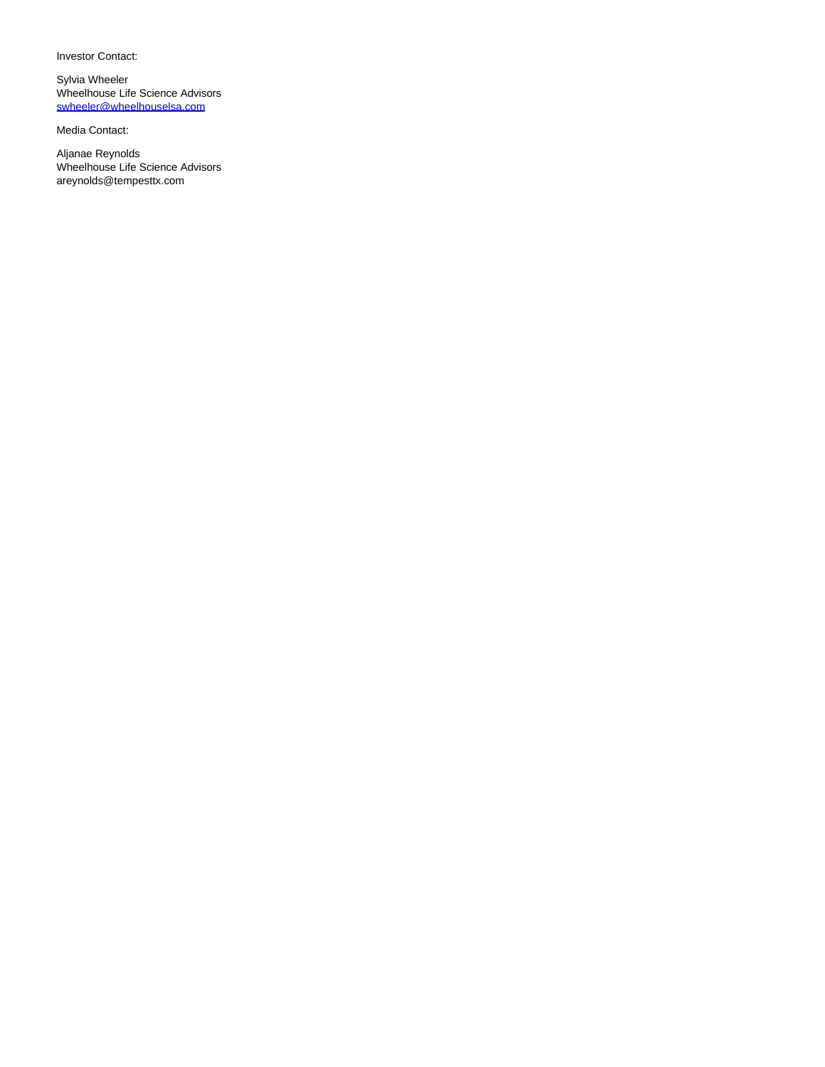Investor Contact:

Sylvia Wheeler
Wheelhouse Life Science Advisors
swheeler@wheelhouselsa.com

Media Contact:

Aljanae Reynolds
Wheelhouse Life Science Advisors
areynolds@tempesttx.com